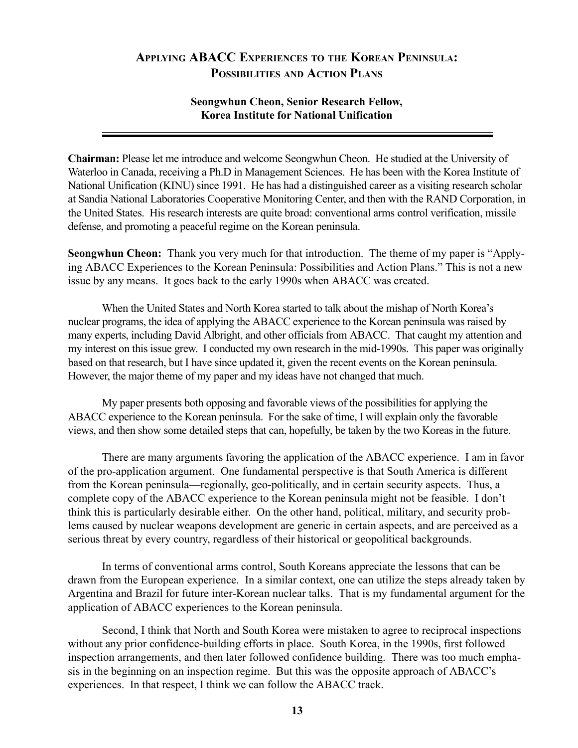# Applying ABACC Experiences to the Korean Peninsula: Possibilities and Action Plans

**Seongwhun Cheon, Senior Research Fellow, Korea Institute for National Unification**

---

**Chairman:** Please let me introduce and welcome Seongwhun Cheon. He studied at the University of Waterloo in Canada, receiving a Ph.D in Management Sciences. He has been with the Korea Institute of National Unification (KINU) since 1991. He has had a distinguished career as a visiting research scholar at Sandia National Laboratories Cooperative Monitoring Center, and then with the RAND Corporation, in the United States. His research interests are quite broad: conventional arms control verification, missile defense, and promoting a peaceful regime on the Korean peninsula.

**Seongwhun Cheon:** Thank you very much for that introduction. The theme of my paper is "Applying ABACC Experiences to the Korean Peninsula: Possibilities and Action Plans." This is not a new issue by any means. It goes back to the early 1990s when ABACC was created.

When the United States and North Korea started to talk about the mishap of North Korea's nuclear programs, the idea of applying the ABACC experience to the Korean peninsula was raised by many experts, including David Albright, and other officials from ABACC. That caught my attention and my interest on this issue grew. I conducted my own research in the mid-1990s. This paper was originally based on that research, but I have since updated it, given the recent events on the Korean peninsula. However, the major theme of my paper and my ideas have not changed that much.

My paper presents both opposing and favorable views of the possibilities for applying the ABACC experience to the Korean peninsula. For the sake of time, I will explain only the favorable views, and then show some detailed steps that can, hopefully, be taken by the two Koreas in the future.

There are many arguments favoring the application of the ABACC experience. I am in favor of the pro-application argument. One fundamental perspective is that South America is different from the Korean peninsula—regionally, geo-politically, and in certain security aspects. Thus, a complete copy of the ABACC experience to the Korean peninsula might not be feasible. I don't think this is particularly desirable either. On the other hand, political, military, and security problems caused by nuclear weapons development are generic in certain aspects, and are perceived as a serious threat by every country, regardless of their historical or geopolitical backgrounds.

In terms of conventional arms control, South Koreans appreciate the lessons that can be drawn from the European experience. In a similar context, one can utilize the steps already taken by Argentina and Brazil for future inter-Korean nuclear talks. That is my fundamental argument for the application of ABACC experiences to the Korean peninsula.

Second, I think that North and South Korea were mistaken to agree to reciprocal inspections without any prior confidence-building efforts in place. South Korea, in the 1990s, first followed inspection arrangements, and then later followed confidence building. There was too much emphasis in the beginning on an inspection regime. But this was the opposite approach of ABACC's experiences. In that respect, I think we can follow the ABACC track.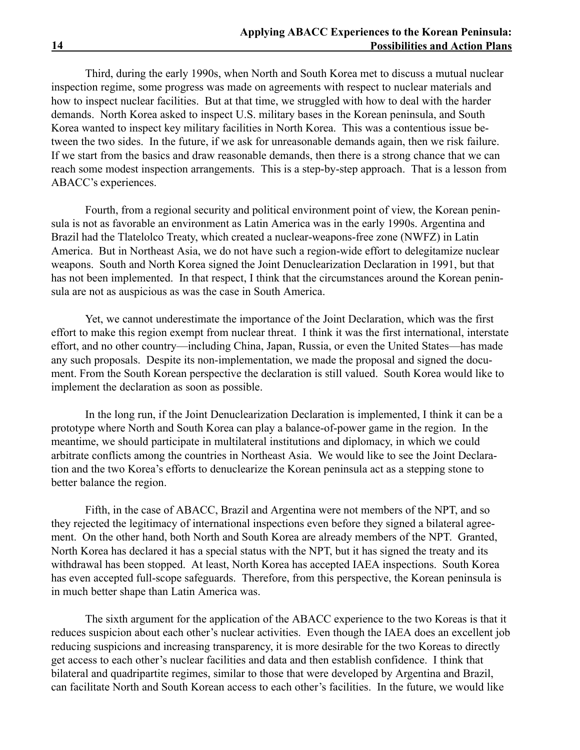Third, during the early 1990s, when North and South Korea met to discuss a mutual nuclear inspection regime, some progress was made on agreements with respect to nuclear materials and how to inspect nuclear facilities. But at that time, we struggled with how to deal with the harder demands. North Korea asked to inspect U.S. military bases in the Korean peninsula, and South Korea wanted to inspect key military facilities in North Korea. This was a contentious issue between the two sides. In the future, if we ask for unreasonable demands again, then we risk failure. If we start from the basics and draw reasonable demands, then there is a strong chance that we can reach some modest inspection arrangements. This is a step-by-step approach. That is a lesson from ABACC's experiences.

Fourth, from a regional security and political environment point of view, the Korean peninsula is not as favorable an environment as Latin America was in the early 1990s. Argentina and Brazil had the Tlatelolco Treaty, which created a nuclear-weapons-free zone (NWFZ) in Latin America. But in Northeast Asia, we do not have such a region-wide effort to delegitamize nuclear weapons. South and North Korea signed the Joint Denuclearization Declaration in 1991, but that has not been implemented. In that respect, I think that the circumstances around the Korean peninsula are not as auspicious as was the case in South America.

Yet, we cannot underestimate the importance of the Joint Declaration, which was the first effort to make this region exempt from nuclear threat. I think it was the first international, interstate effort, and no other country—including China, Japan, Russia, or even the United States—has made any such proposals. Despite its non-implementation, we made the proposal and signed the document. From the South Korean perspective the declaration is still valued. South Korea would like to implement the declaration as soon as possible.

In the long run, if the Joint Denuclearization Declaration is implemented, I think it can be a prototype where North and South Korea can play a balance-of-power game in the region. In the meantime, we should participate in multilateral institutions and diplomacy, in which we could arbitrate conflicts among the countries in Northeast Asia. We would like to see the Joint Declaration and the two Korea's efforts to denuclearize the Korean peninsula act as a stepping stone to better balance the region.

Fifth, in the case of ABACC, Brazil and Argentina were not members of the NPT, and so they rejected the legitimacy of international inspections even before they signed a bilateral agreement. On the other hand, both North and South Korea are already members of the NPT. Granted, North Korea has declared it has a special status with the NPT, but it has signed the treaty and its withdrawal has been stopped. At least, North Korea has accepted IAEA inspections. South Korea has even accepted full-scope safeguards. Therefore, from this perspective, the Korean peninsula is in much better shape than Latin America was.

The sixth argument for the application of the ABACC experience to the two Koreas is that it reduces suspicion about each other's nuclear activities. Even though the IAEA does an excellent job reducing suspicions and increasing transparency, it is more desirable for the two Koreas to directly get access to each other's nuclear facilities and data and then establish confidence. I think that bilateral and quadripartite regimes, similar to those that were developed by Argentina and Brazil, can facilitate North and South Korean access to each other's facilities. In the future, we would like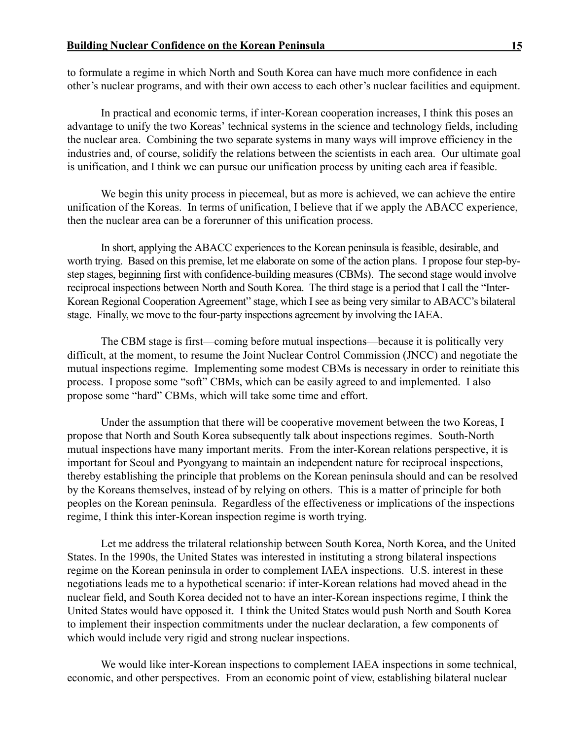to formulate a regime in which North and South Korea can have much more confidence in each other's nuclear programs, and with their own access to each other's nuclear facilities and equipment.

In practical and economic terms, if inter-Korean cooperation increases, I think this poses an advantage to unify the two Koreas' technical systems in the science and technology fields, including the nuclear area. Combining the two separate systems in many ways will improve efficiency in the industries and, of course, solidify the relations between the scientists in each area. Our ultimate goal is unification, and I think we can pursue our unification process by uniting each area if feasible.

We begin this unity process in piecemeal, but as more is achieved, we can achieve the entire unification of the Koreas. In terms of unification, I believe that if we apply the ABACC experience, then the nuclear area can be a forerunner of this unification process.

In short, applying the ABACC experiences to the Korean peninsula is feasible, desirable, and worth trying. Based on this premise, let me elaborate on some of the action plans. I propose four step-by-step stages, beginning first with confidence-building measures (CBMs). The second stage would involve reciprocal inspections between North and South Korea. The third stage is a period that I call the "Inter-Korean Regional Cooperation Agreement" stage, which I see as being very similar to ABACC's bilateral stage. Finally, we move to the four-party inspections agreement by involving the IAEA.

The CBM stage is first—coming before mutual inspections—because it is politically very difficult, at the moment, to resume the Joint Nuclear Control Commission (JNCC) and negotiate the mutual inspections regime. Implementing some modest CBMs is necessary in order to reinitiate this process. I propose some "soft" CBMs, which can be easily agreed to and implemented. I also propose some "hard" CBMs, which will take some time and effort.

Under the assumption that there will be cooperative movement between the two Koreas, I propose that North and South Korea subsequently talk about inspections regimes. South-North mutual inspections have many important merits. From the inter-Korean relations perspective, it is important for Seoul and Pyongyang to maintain an independent nature for reciprocal inspections, thereby establishing the principle that problems on the Korean peninsula should and can be resolved by the Koreans themselves, instead of by relying on others. This is a matter of principle for both peoples on the Korean peninsula. Regardless of the effectiveness or implications of the inspections regime, I think this inter-Korean inspection regime is worth trying.

Let me address the trilateral relationship between South Korea, North Korea, and the United States. In the 1990s, the United States was interested in instituting a strong bilateral inspections regime on the Korean peninsula in order to complement IAEA inspections. U.S. interest in these negotiations leads me to a hypothetical scenario: if inter-Korean relations had moved ahead in the nuclear field, and South Korea decided not to have an inter-Korean inspections regime, I think the United States would have opposed it. I think the United States would push North and South Korea to implement their inspection commitments under the nuclear declaration, a few components of which would include very rigid and strong nuclear inspections.

We would like inter-Korean inspections to complement IAEA inspections in some technical, economic, and other perspectives. From an economic point of view, establishing bilateral nuclear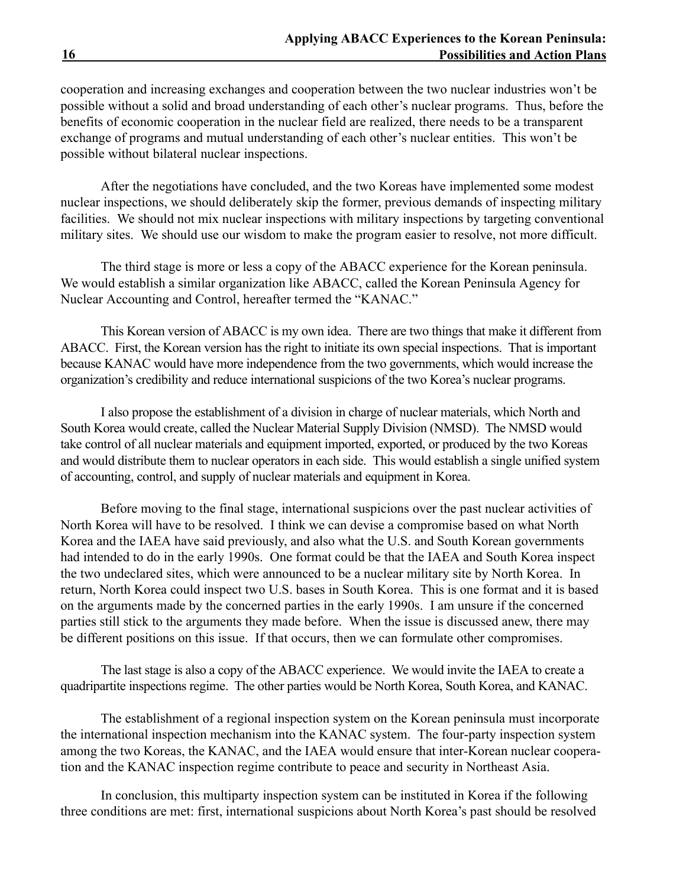cooperation and increasing exchanges and cooperation between the two nuclear industries won't be possible without a solid and broad understanding of each other's nuclear programs. Thus, before the benefits of economic cooperation in the nuclear field are realized, there needs to be a transparent exchange of programs and mutual understanding of each other's nuclear entities. This won't be possible without bilateral nuclear inspections.

After the negotiations have concluded, and the two Koreas have implemented some modest nuclear inspections, we should deliberately skip the former, previous demands of inspecting military facilities. We should not mix nuclear inspections with military inspections by targeting conventional military sites. We should use our wisdom to make the program easier to resolve, not more difficult.

The third stage is more or less a copy of the ABACC experience for the Korean peninsula. We would establish a similar organization like ABACC, called the Korean Peninsula Agency for Nuclear Accounting and Control, hereafter termed the "KANAC."

This Korean version of ABACC is my own idea. There are two things that make it different from ABACC. First, the Korean version has the right to initiate its own special inspections. That is important because KANAC would have more independence from the two governments, which would increase the organization's credibility and reduce international suspicions of the two Korea's nuclear programs.

I also propose the establishment of a division in charge of nuclear materials, which North and South Korea would create, called the Nuclear Material Supply Division (NMSD). The NMSD would take control of all nuclear materials and equipment imported, exported, or produced by the two Koreas and would distribute them to nuclear operators in each side. This would establish a single unified system of accounting, control, and supply of nuclear materials and equipment in Korea.

Before moving to the final stage, international suspicions over the past nuclear activities of North Korea will have to be resolved. I think we can devise a compromise based on what North Korea and the IAEA have said previously, and also what the U.S. and South Korean governments had intended to do in the early 1990s. One format could be that the IAEA and South Korea inspect the two undeclared sites, which were announced to be a nuclear military site by North Korea. In return, North Korea could inspect two U.S. bases in South Korea. This is one format and it is based on the arguments made by the concerned parties in the early 1990s. I am unsure if the concerned parties still stick to the arguments they made before. When the issue is discussed anew, there may be different positions on this issue. If that occurs, then we can formulate other compromises.

The last stage is also a copy of the ABACC experience. We would invite the IAEA to create a quadripartite inspections regime. The other parties would be North Korea, South Korea, and KANAC.

The establishment of a regional inspection system on the Korean peninsula must incorporate the international inspection mechanism into the KANAC system. The four-party inspection system among the two Koreas, the KANAC, and the IAEA would ensure that inter-Korean nuclear cooperation and the KANAC inspection regime contribute to peace and security in Northeast Asia.

In conclusion, this multiparty inspection system can be instituted in Korea if the following three conditions are met: first, international suspicions about North Korea's past should be resolved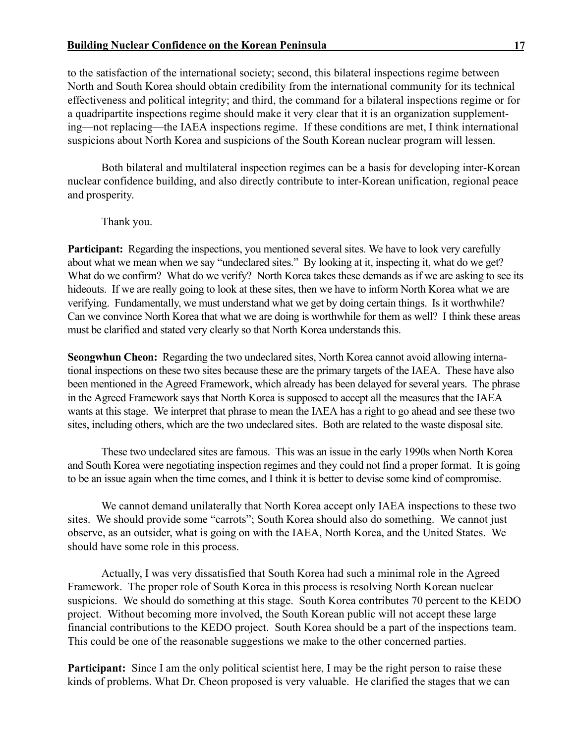to the satisfaction of the international society; second, this bilateral inspections regime between North and South Korea should obtain credibility from the international community for its technical effectiveness and political integrity; and third, the command for a bilateral inspections regime or for a quadripartite inspections regime should make it very clear that it is an organization supplementing—not replacing—the IAEA inspections regime. If these conditions are met, I think international suspicions about North Korea and suspicions of the South Korean nuclear program will lessen.

Both bilateral and multilateral inspection regimes can be a basis for developing inter-Korean nuclear confidence building, and also directly contribute to inter-Korean unification, regional peace and prosperity.

Thank you.

**Participant:** Regarding the inspections, you mentioned several sites. We have to look very carefully about what we mean when we say "undeclared sites." By looking at it, inspecting it, what do we get? What do we confirm? What do we verify? North Korea takes these demands as if we are asking to see its hideouts. If we are really going to look at these sites, then we have to inform North Korea what we are verifying. Fundamentally, we must understand what we get by doing certain things. Is it worthwhile? Can we convince North Korea that what we are doing is worthwhile for them as well? I think these areas must be clarified and stated very clearly so that North Korea understands this.

**Seongwhun Cheon:** Regarding the two undeclared sites, North Korea cannot avoid allowing international inspections on these two sites because these are the primary targets of the IAEA. These have also been mentioned in the Agreed Framework, which already has been delayed for several years. The phrase in the Agreed Framework says that North Korea is supposed to accept all the measures that the IAEA wants at this stage. We interpret that phrase to mean the IAEA has a right to go ahead and see these two sites, including others, which are the two undeclared sites. Both are related to the waste disposal site.

These two undeclared sites are famous. This was an issue in the early 1990s when North Korea and South Korea were negotiating inspection regimes and they could not find a proper format. It is going to be an issue again when the time comes, and I think it is better to devise some kind of compromise.

We cannot demand unilaterally that North Korea accept only IAEA inspections to these two sites. We should provide some "carrots"; South Korea should also do something. We cannot just observe, as an outsider, what is going on with the IAEA, North Korea, and the United States. We should have some role in this process.

Actually, I was very dissatisfied that South Korea had such a minimal role in the Agreed Framework. The proper role of South Korea in this process is resolving North Korean nuclear suspicions. We should do something at this stage. South Korea contributes 70 percent to the KEDO project. Without becoming more involved, the South Korean public will not accept these large financial contributions to the KEDO project. South Korea should be a part of the inspections team. This could be one of the reasonable suggestions we make to the other concerned parties.

**Participant:** Since I am the only political scientist here, I may be the right person to raise these kinds of problems. What Dr. Cheon proposed is very valuable. He clarified the stages that we can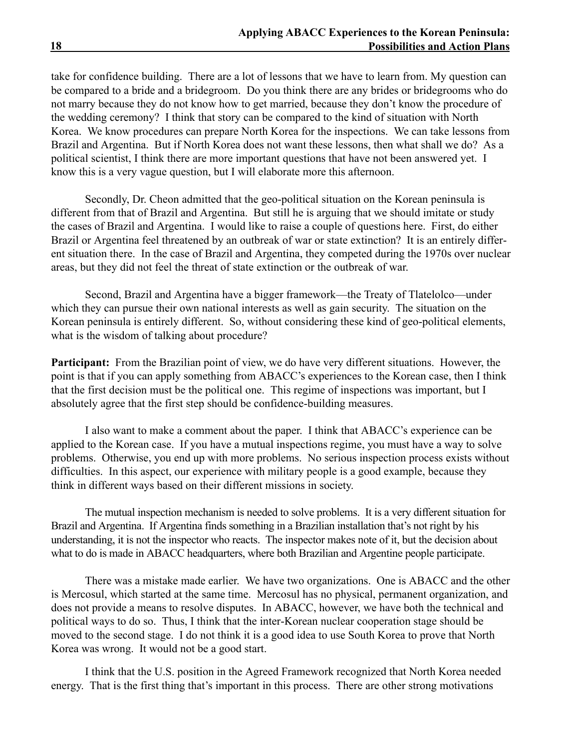take for confidence building. There are a lot of lessons that we have to learn from. My question can be compared to a bride and a bridegroom. Do you think there are any brides or bridegrooms who do not marry because they do not know how to get married, because they don't know the procedure of the wedding ceremony? I think that story can be compared to the kind of situation with North Korea. We know procedures can prepare North Korea for the inspections. We can take lessons from Brazil and Argentina. But if North Korea does not want these lessons, then what shall we do? As a political scientist, I think there are more important questions that have not been answered yet. I know this is a very vague question, but I will elaborate more this afternoon.

Secondly, Dr. Cheon admitted that the geo-political situation on the Korean peninsula is different from that of Brazil and Argentina. But still he is arguing that we should imitate or study the cases of Brazil and Argentina. I would like to raise a couple of questions here. First, do either Brazil or Argentina feel threatened by an outbreak of war or state extinction? It is an entirely different situation there. In the case of Brazil and Argentina, they competed during the 1970s over nuclear areas, but they did not feel the threat of state extinction or the outbreak of war.

Second, Brazil and Argentina have a bigger framework—the Treaty of Tlatelolco—under which they can pursue their own national interests as well as gain security. The situation on the Korean peninsula is entirely different. So, without considering these kind of geo-political elements, what is the wisdom of talking about procedure?

**Participant:** From the Brazilian point of view, we do have very different situations. However, the point is that if you can apply something from ABACC's experiences to the Korean case, then I think that the first decision must be the political one. This regime of inspections was important, but I absolutely agree that the first step should be confidence-building measures.

I also want to make a comment about the paper. I think that ABACC's experience can be applied to the Korean case. If you have a mutual inspections regime, you must have a way to solve problems. Otherwise, you end up with more problems. No serious inspection process exists without difficulties. In this aspect, our experience with military people is a good example, because they think in different ways based on their different missions in society.

The mutual inspection mechanism is needed to solve problems. It is a very different situation for Brazil and Argentina. If Argentina finds something in a Brazilian installation that's not right by his understanding, it is not the inspector who reacts. The inspector makes note of it, but the decision about what to do is made in ABACC headquarters, where both Brazilian and Argentine people participate.

There was a mistake made earlier. We have two organizations. One is ABACC and the other is Mercosul, which started at the same time. Mercosul has no physical, permanent organization, and does not provide a means to resolve disputes. In ABACC, however, we have both the technical and political ways to do so. Thus, I think that the inter-Korean nuclear cooperation stage should be moved to the second stage. I do not think it is a good idea to use South Korea to prove that North Korea was wrong. It would not be a good start.

I think that the U.S. position in the Agreed Framework recognized that North Korea needed energy. That is the first thing that's important in this process. There are other strong motivations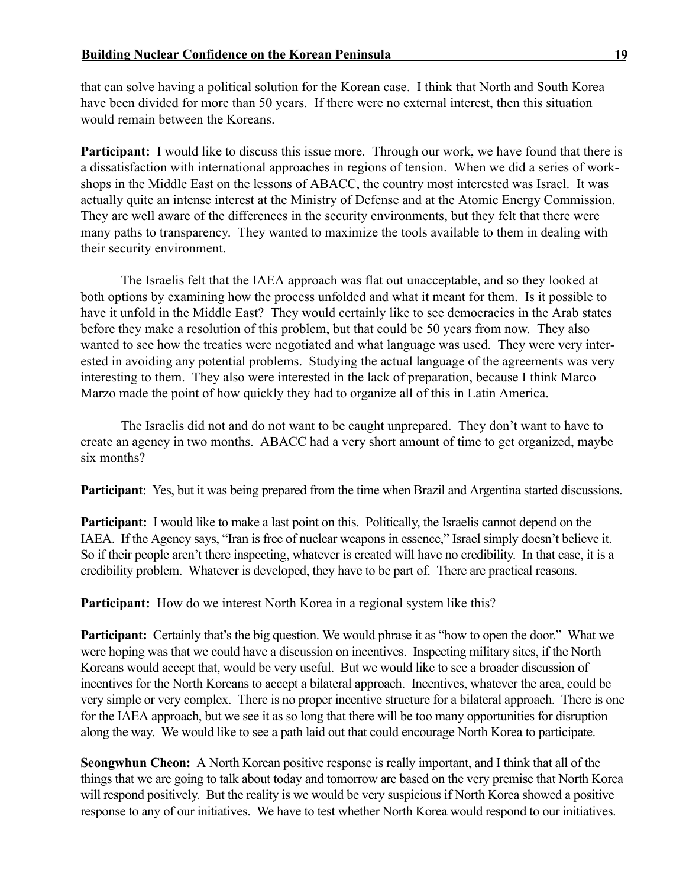that can solve having a political solution for the Korean case. I think that North and South Korea have been divided for more than 50 years. If there were no external interest, then this situation would remain between the Koreans.

**Participant:** I would like to discuss this issue more. Through our work, we have found that there is a dissatisfaction with international approaches in regions of tension. When we did a series of workshops in the Middle East on the lessons of ABACC, the country most interested was Israel. It was actually quite an intense interest at the Ministry of Defense and at the Atomic Energy Commission. They are well aware of the differences in the security environments, but they felt that there were many paths to transparency. They wanted to maximize the tools available to them in dealing with their security environment.

The Israelis felt that the IAEA approach was flat out unacceptable, and so they looked at both options by examining how the process unfolded and what it meant for them. Is it possible to have it unfold in the Middle East? They would certainly like to see democracies in the Arab states before they make a resolution of this problem, but that could be 50 years from now. They also wanted to see how the treaties were negotiated and what language was used. They were very interested in avoiding any potential problems. Studying the actual language of the agreements was very interesting to them. They also were interested in the lack of preparation, because I think Marco Marzo made the point of how quickly they had to organize all of this in Latin America.

The Israelis did not and do not want to be caught unprepared. They don't want to have to create an agency in two months. ABACC had a very short amount of time to get organized, maybe six months?

**Participant**: Yes, but it was being prepared from the time when Brazil and Argentina started discussions.

**Participant:** I would like to make a last point on this. Politically, the Israelis cannot depend on the IAEA. If the Agency says, "Iran is free of nuclear weapons in essence," Israel simply doesn't believe it. So if their people aren't there inspecting, whatever is created will have no credibility. In that case, it is a credibility problem. Whatever is developed, they have to be part of. There are practical reasons.

**Participant:** How do we interest North Korea in a regional system like this?

**Participant:** Certainly that's the big question. We would phrase it as "how to open the door." What we were hoping was that we could have a discussion on incentives. Inspecting military sites, if the North Koreans would accept that, would be very useful. But we would like to see a broader discussion of incentives for the North Koreans to accept a bilateral approach. Incentives, whatever the area, could be very simple or very complex. There is no proper incentive structure for a bilateral approach. There is one for the IAEA approach, but we see it as so long that there will be too many opportunities for disruption along the way. We would like to see a path laid out that could encourage North Korea to participate.

**Seongwhun Cheon:** A North Korean positive response is really important, and I think that all of the things that we are going to talk about today and tomorrow are based on the very premise that North Korea will respond positively. But the reality is we would be very suspicious if North Korea showed a positive response to any of our initiatives. We have to test whether North Korea would respond to our initiatives.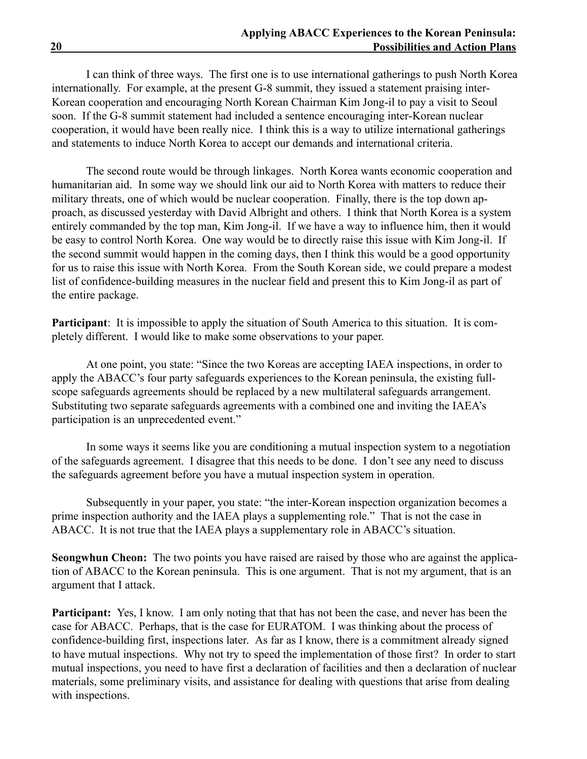I can think of three ways. The first one is to use international gatherings to push North Korea internationally. For example, at the present G-8 summit, they issued a statement praising inter-Korean cooperation and encouraging North Korean Chairman Kim Jong-il to pay a visit to Seoul soon. If the G-8 summit statement had included a sentence encouraging inter-Korean nuclear cooperation, it would have been really nice. I think this is a way to utilize international gatherings and statements to induce North Korea to accept our demands and international criteria.

The second route would be through linkages. North Korea wants economic cooperation and humanitarian aid. In some way we should link our aid to North Korea with matters to reduce their military threats, one of which would be nuclear cooperation. Finally, there is the top down approach, as discussed yesterday with David Albright and others. I think that North Korea is a system entirely commanded by the top man, Kim Jong-il. If we have a way to influence him, then it would be easy to control North Korea. One way would be to directly raise this issue with Kim Jong-il. If the second summit would happen in the coming days, then I think this would be a good opportunity for us to raise this issue with North Korea. From the South Korean side, we could prepare a modest list of confidence-building measures in the nuclear field and present this to Kim Jong-il as part of the entire package.

**Participant**: It is impossible to apply the situation of South America to this situation. It is completely different. I would like to make some observations to your paper.

At one point, you state: "Since the two Koreas are accepting IAEA inspections, in order to apply the ABACC's four party safeguards experiences to the Korean peninsula, the existing full-scope safeguards agreements should be replaced by a new multilateral safeguards arrangement. Substituting two separate safeguards agreements with a combined one and inviting the IAEA's participation is an unprecedented event."

In some ways it seems like you are conditioning a mutual inspection system to a negotiation of the safeguards agreement. I disagree that this needs to be done. I don't see any need to discuss the safeguards agreement before you have a mutual inspection system in operation.

Subsequently in your paper, you state: "the inter-Korean inspection organization becomes a prime inspection authority and the IAEA plays a supplementing role." That is not the case in ABACC. It is not true that the IAEA plays a supplementary role in ABACC's situation.

**Seongwhun Cheon:** The two points you have raised are raised by those who are against the application of ABACC to the Korean peninsula. This is one argument. That is not my argument, that is an argument that I attack.

**Participant:** Yes, I know. I am only noting that that has not been the case, and never has been the case for ABACC. Perhaps, that is the case for EURATOM. I was thinking about the process of confidence-building first, inspections later. As far as I know, there is a commitment already signed to have mutual inspections. Why not try to speed the implementation of those first? In order to start mutual inspections, you need to have first a declaration of facilities and then a declaration of nuclear materials, some preliminary visits, and assistance for dealing with questions that arise from dealing with inspections.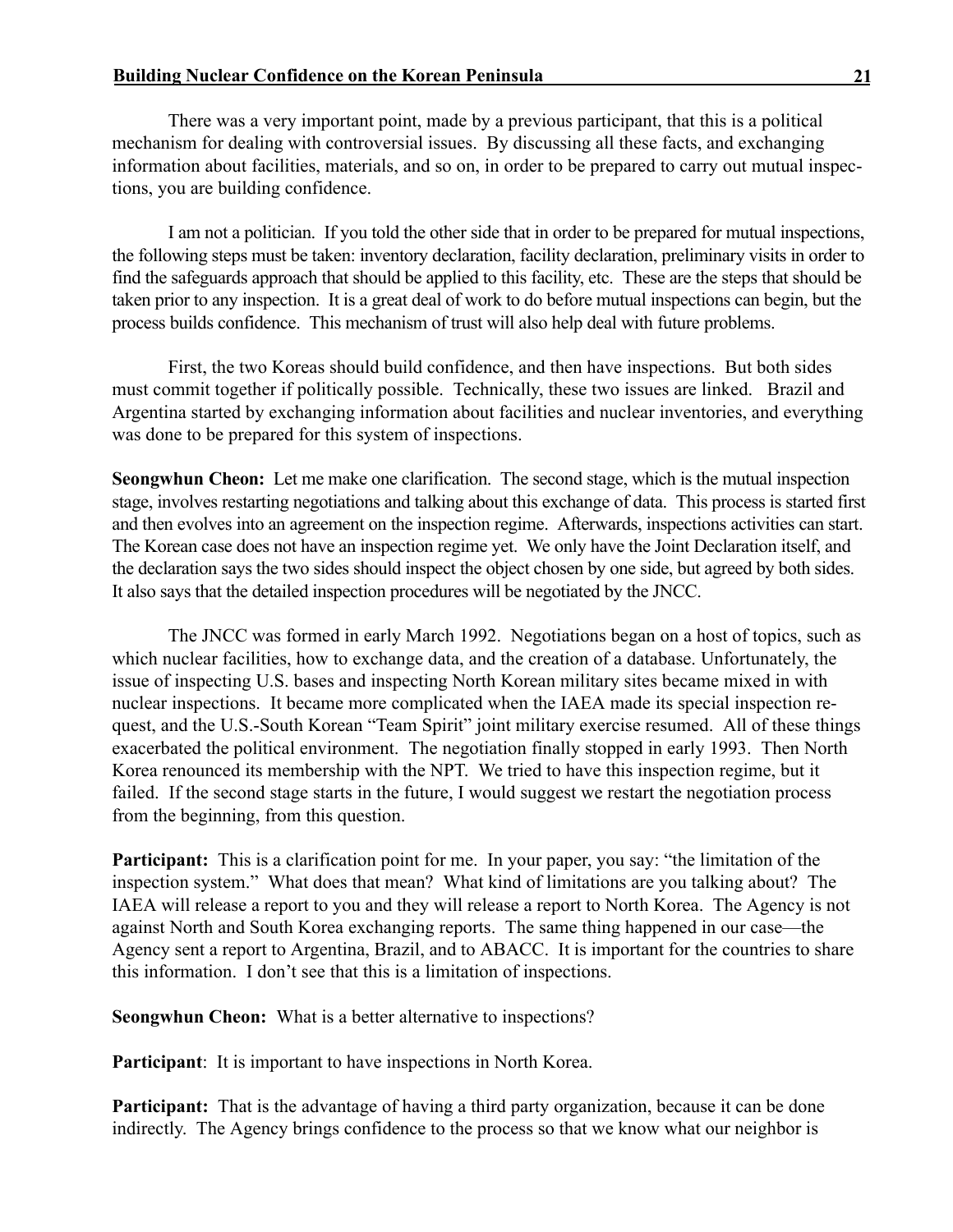There was a very important point, made by a previous participant, that this is a political mechanism for dealing with controversial issues. By discussing all these facts, and exchanging information about facilities, materials, and so on, in order to be prepared to carry out mutual inspections, you are building confidence.

I am not a politician. If you told the other side that in order to be prepared for mutual inspections, the following steps must be taken: inventory declaration, facility declaration, preliminary visits in order to find the safeguards approach that should be applied to this facility, etc. These are the steps that should be taken prior to any inspection. It is a great deal of work to do before mutual inspections can begin, but the process builds confidence. This mechanism of trust will also help deal with future problems.

First, the two Koreas should build confidence, and then have inspections. But both sides must commit together if politically possible. Technically, these two issues are linked. Brazil and Argentina started by exchanging information about facilities and nuclear inventories, and everything was done to be prepared for this system of inspections.

**Seongwhun Cheon:** Let me make one clarification. The second stage, which is the mutual inspection stage, involves restarting negotiations and talking about this exchange of data. This process is started first and then evolves into an agreement on the inspection regime. Afterwards, inspections activities can start. The Korean case does not have an inspection regime yet. We only have the Joint Declaration itself, and the declaration says the two sides should inspect the object chosen by one side, but agreed by both sides. It also says that the detailed inspection procedures will be negotiated by the JNCC.

The JNCC was formed in early March 1992. Negotiations began on a host of topics, such as which nuclear facilities, how to exchange data, and the creation of a database. Unfortunately, the issue of inspecting U.S. bases and inspecting North Korean military sites became mixed in with nuclear inspections. It became more complicated when the IAEA made its special inspection request, and the U.S.-South Korean "Team Spirit" joint military exercise resumed. All of these things exacerbated the political environment. The negotiation finally stopped in early 1993. Then North Korea renounced its membership with the NPT. We tried to have this inspection regime, but it failed. If the second stage starts in the future, I would suggest we restart the negotiation process from the beginning, from this question.

**Participant:** This is a clarification point for me. In your paper, you say: "the limitation of the inspection system." What does that mean? What kind of limitations are you talking about? The IAEA will release a report to you and they will release a report to North Korea. The Agency is not against North and South Korea exchanging reports. The same thing happened in our case—the Agency sent a report to Argentina, Brazil, and to ABACC. It is important for the countries to share this information. I don't see that this is a limitation of inspections.

**Seongwhun Cheon:** What is a better alternative to inspections?

**Participant**: It is important to have inspections in North Korea.

**Participant:** That is the advantage of having a third party organization, because it can be done indirectly. The Agency brings confidence to the process so that we know what our neighbor is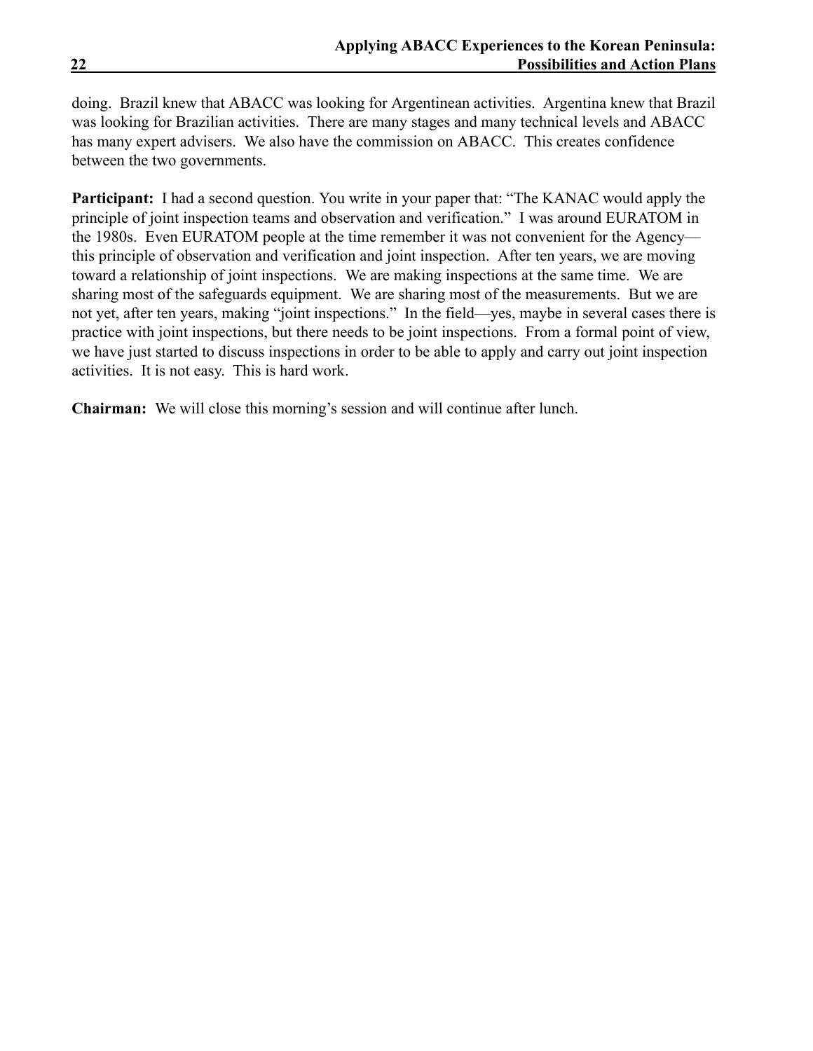doing. Brazil knew that ABACC was looking for Argentinean activities. Argentina knew that Brazil was looking for Brazilian activities. There are many stages and many technical levels and ABACC has many expert advisers. We also have the commission on ABACC. This creates confidence between the two governments.

**Participant:** I had a second question. You write in your paper that: "The KANAC would apply the principle of joint inspection teams and observation and verification." I was around EURATOM in the 1980s. Even EURATOM people at the time remember it was not convenient for the Agency—this principle of observation and verification and joint inspection. After ten years, we are moving toward a relationship of joint inspections. We are making inspections at the same time. We are sharing most of the safeguards equipment. We are sharing most of the measurements. But we are not yet, after ten years, making "joint inspections." In the field—yes, maybe in several cases there is practice with joint inspections, but there needs to be joint inspections. From a formal point of view, we have just started to discuss inspections in order to be able to apply and carry out joint inspection activities. It is not easy. This is hard work.

**Chairman:** We will close this morning's session and will continue after lunch.